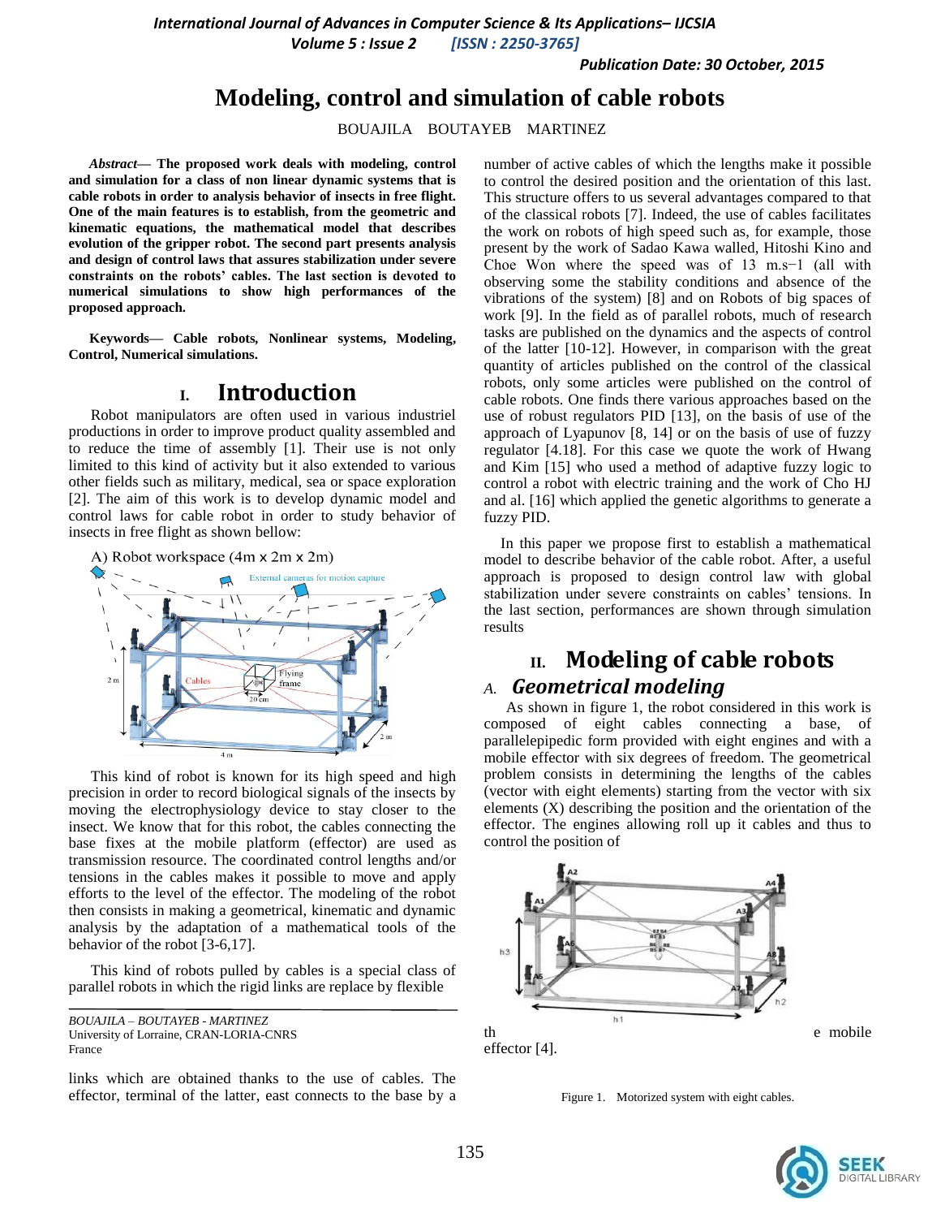# Modeling, control and simulation of cable robots

BOUAJILA BOUTAYEB MARTINEZ

***Abstract*— The proposed work deals with modeling, control and simulation for a class of non linear dynamic systems that is cable robots in order to analysis behavior of insects in free flight. One of the main features is to establish, from the geometric and kinematic equations, the mathematical model that describes evolution of the gripper robot. The second part presents analysis and design of control laws that assures stabilization under severe constraints on the robots' cables. The last section is devoted to numerical simulations to show high performances of the proposed approach.**

**Keywords— Cable robots, Nonlinear systems, Modeling, Control, Numerical simulations.**

## I. Introduction

Robot manipulators are often used in various industriel productions in order to improve product quality assembled and to reduce the time of assembly [1]. Their use is not only limited to this kind of activity but it also extended to various other fields such as military, medical, sea or space exploration [2]. The aim of this work is to develop dynamic model and control laws for cable robot in order to study behavior of insects in free flight as shown bellow:

A) Robot workspace (4m x 2m x 2m)

This kind of robot is known for its high speed and high precision in order to record biological signals of the insects by moving the electrophysiology device to stay closer to the insect. We know that for this robot, the cables connecting the base fixes at the mobile platform (effector) are used as transmission resource. The coordinated control lengths and/or tensions in the cables makes it possible to move and apply efforts to the level of the effector. The modeling of the robot then consists in making a geometrical, kinematic and dynamic analysis by the adaptation of a mathematical tools of the behavior of the robot [3-6,17].

This kind of robots pulled by cables is a special class of parallel robots in which the rigid links are replace by flexible links which are obtained thanks to the use of cables. The effector, terminal of the latter, east connects to the base by a number of active cables of which the lengths make it possible to control the desired position and the orientation of this last. This structure offers to us several advantages compared to that of the classical robots [7]. Indeed, the use of cables facilitates the work on robots of high speed such as, for example, those present by the work of Sadao Kawa walled, Hitoshi Kino and Choe Won where the speed was of 13 m.s−1 (all with observing some the stability conditions and absence of the vibrations of the system) [8] and on Robots of big spaces of work [9]. In the field as of parallel robots, much of research tasks are published on the dynamics and the aspects of control of the latter [10-12]. However, in comparison with the great quantity of articles published on the control of the classical robots, only some articles were published on the control of cable robots. One finds there various approaches based on the use of robust regulators PID [13], on the basis of use of the approach of Lyapunov [8, 14] or on the basis of use of fuzzy regulator [4.18]. For this case we quote the work of Hwang and Kim [15] who used a method of adaptive fuzzy logic to control a robot with electric training and the work of Cho HJ and al. [16] which applied the genetic algorithms to generate a fuzzy PID.

In this paper we propose first to establish a mathematical model to describe behavior of the cable robot. After, a useful approach is proposed to design control law with global stabilization under severe constraints on cables' tensions. In the last section, performances are shown through simulation results

## II. Modeling of cable robots

### A. *Geometrical modeling*

As shown in figure 1, the robot considered in this work is composed of eight cables connecting a base, of parallelepipedic form provided with eight engines and with a mobile effector with six degrees of freedom. The geometrical problem consists in determining the lengths of the cables (vector with eight elements) starting from the vector with six elements (X) describing the position and the orientation of the effector. The engines allowing roll up it cables and thus to control the position of the mobile effector [4].

Figure 1. Motorized system with eight cables.

BOUAJILA – BOUTAYEB - MARTINEZ
University of Lorraine, CRAN-LORIA-CNRS
France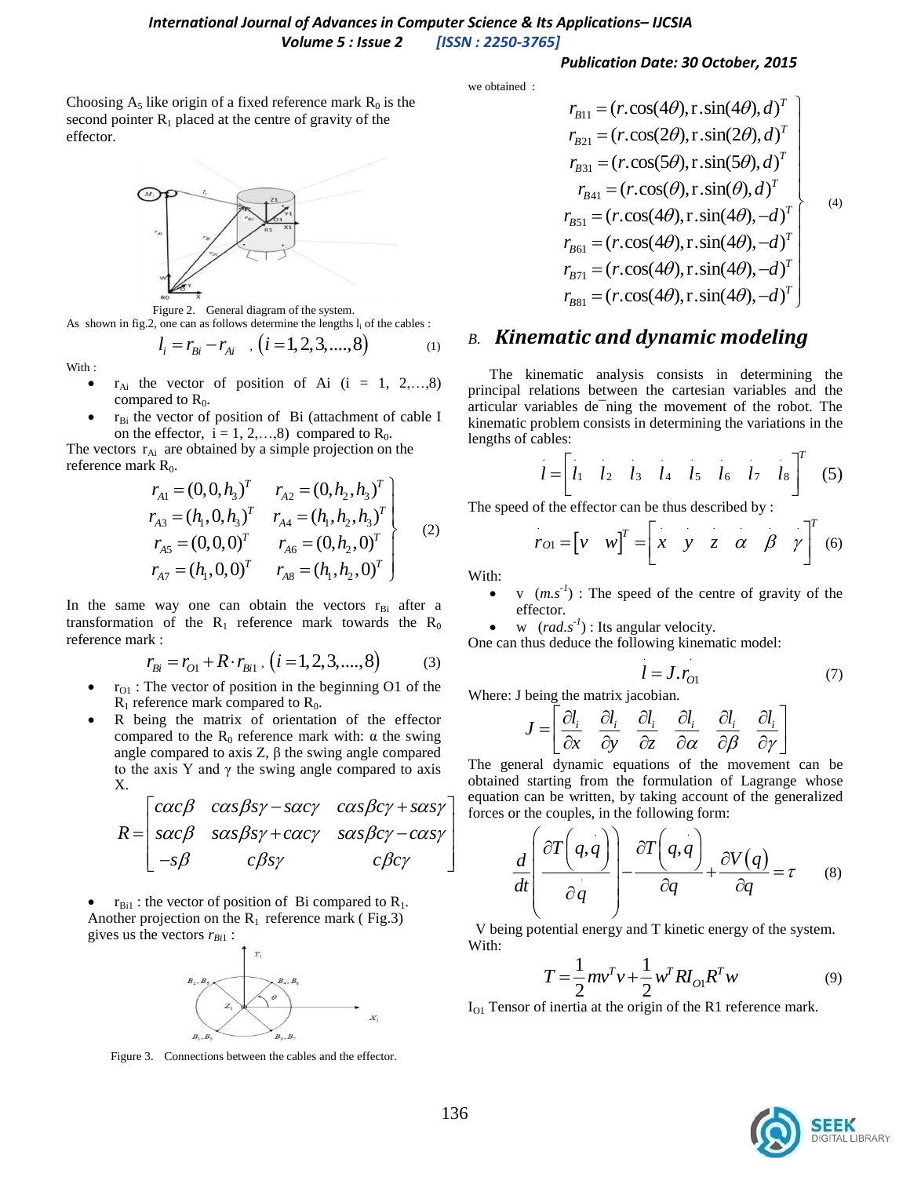Choosing $A_5$ like origin of a fixed reference mark $R_0$ is the second pointer $R_1$ placed at the centre of gravity of the effector.

Figure 2. General diagram of the system.

As shown in fig.2, one can as follows determine the lengths $l_i$ of the cables :

$$l_i = r_{Bi} - r_{Ai} \quad , (i = 1, 2, 3, ...., 8) \tag{1}$$

With :

- $r_{Ai}$ the vector of position of Ai (i = 1, 2,…,8) compared to $R_0$.
- $r_{Bi}$ the vector of position of Bi (attachment of cable I on the effector, i = 1, 2,…,8) compared to $R_0$.

The vectors $r_{Ai}$ are obtained by a simple projection on the reference mark $R_0$.

$$\left.\begin{array}{ll} r_{A1} = (0,0,h_3)^T & r_{A2} = (0,h_2,h_3)^T \\ r_{A3} = (h_1,0,h_3)^T & r_{A4} = (h_1,h_2,h_3)^T \\ r_{A5} = (0,0,0)^T & r_{A6} = (0,h_2,0)^T \\ r_{A7} = (h_1,0,0)^T & r_{A8} = (h_1,h_2,0)^T \end{array}\right\} \tag{2}$$

In the same way one can obtain the vectors $r_{Bi}$ after a transformation of the $R_1$ reference mark towards the $R_0$ reference mark :

$$r_{Bi} = r_{O1} + R \cdot r_{Bi1} \, , (i = 1, 2, 3, ...., 8) \tag{3}$$

- $r_{O1}$ : The vector of position in the beginning O1 of the $R_1$ reference mark compared to $R_0$.
- R being the matrix of orientation of the effector compared to the $R_0$ reference mark with: α the swing angle compared to axis Z, β the swing angle compared to the axis Y and γ the swing angle compared to axis X.

$$R = \begin{bmatrix} c\alpha c\beta & c\alpha s\beta s\gamma - s\alpha c\gamma & c\alpha s\beta c\gamma + s\alpha s\gamma \\ s\alpha c\beta & s\alpha s\beta s\gamma + c\alpha c\gamma & s\alpha s\beta c\gamma - c\alpha s\gamma \\ -s\beta & c\beta s\gamma & c\beta c\gamma \end{bmatrix}$$

- $r_{Bi1}$ : the vector of position of Bi compared to $R_1$.

Another projection on the $R_1$ reference mark ( Fig.3) gives us the vectors $r_{Bi1}$ :

Figure 3. Connections between the cables and the effector.

we obtained :

$$\left.\begin{array}{l} r_{B11} = (r.\cos(4\theta), r.\sin(4\theta), d)^T \\ r_{B21} = (r.\cos(2\theta), r.\sin(2\theta), d)^T \\ r_{B31} = (r.\cos(5\theta), r.\sin(5\theta), d)^T \\ r_{B41} = (r.\cos(\theta), r.\sin(\theta), d)^T \\ r_{B51} = (r.\cos(4\theta), r.\sin(4\theta), -d)^T \\ r_{B61} = (r.\cos(4\theta), r.\sin(4\theta), -d)^T \\ r_{B71} = (r.\cos(4\theta), r.\sin(4\theta), -d)^T \\ r_{B81} = (r.\cos(4\theta), r.\sin(4\theta), -d)^T \end{array}\right\} \tag{4}$$

## B. *Kinematic and dynamic modeling*

The kinematic analysis consists in determining the principal relations between the cartesian variables and the articular variables de¯ning the movement of the robot. The kinematic problem consists in determining the variations in the lengths of cables:

$$\dot{l} = \begin{bmatrix} \dot{l}_1 & \dot{l}_2 & \dot{l}_3 & \dot{l}_4 & \dot{l}_5 & \dot{l}_6 & \dot{l}_7 & \dot{l}_8 \end{bmatrix}^T \tag{5}$$

The speed of the effector can be thus described by :

$$\dot{r}_{O1} = \begin{bmatrix} v & w \end{bmatrix}^T = \begin{bmatrix} \dot{x} & \dot{y} & \dot{z} & \dot{\alpha} & \dot{\beta} & \dot{\gamma} \end{bmatrix}^T \tag{6}$$

With:

- v $(m.s^{-1})$ : The speed of the centre of gravity of the effector.
- w $(rad.s^{-1})$ : Its angular velocity.

One can thus deduce the following kinematic model:

$$\dot{l} = J.\dot{r}_{O1} \tag{7}$$

Where: J being the matrix jacobian.

$$J = \begin{bmatrix} \frac{\partial l_i}{\partial x} & \frac{\partial l_i}{\partial y} & \frac{\partial l_i}{\partial z} & \frac{\partial l_i}{\partial \alpha} & \frac{\partial l_i}{\partial \beta} & \frac{\partial l_i}{\partial \gamma} \end{bmatrix}$$

The general dynamic equations of the movement can be obtained starting from the formulation of Lagrange whose equation can be written, by taking account of the generalized forces or the couples, in the following form:

$$\frac{d}{dt}\left(\frac{\partial T\left(q,\dot{q}\right)}{\partial \dot{q}}\right) - \frac{\partial T\left(q,\dot{q}\right)}{\partial q} + \frac{\partial V(q)}{\partial q} = \tau \tag{8}$$

V being potential energy and T kinetic energy of the system. With:

$$T = \frac{1}{2} m v^T v + \frac{1}{2} w^T R I_{O1} R^T w \tag{9}$$

$I_{O1}$ Tensor of inertia at the origin of the R1 reference mark.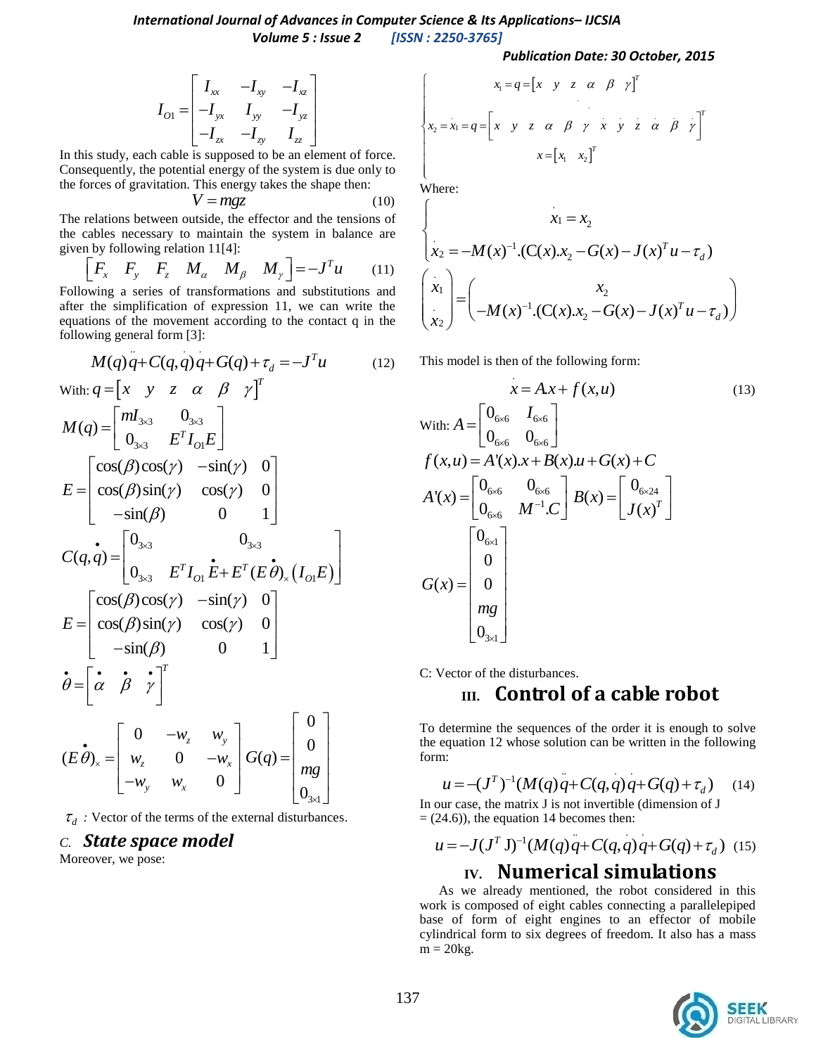$$I_{O1} = \begin{bmatrix} I_{xx} & -I_{xy} & -I_{xz} \\ -I_{yx} & I_{yy} & -I_{yz} \\ -I_{zx} & -I_{zy} & I_{zz} \end{bmatrix}$$

In this study, each cable is supposed to be an element of force. Consequently, the potential energy of the system is due only to the forces of gravitation. This energy takes the shape then:

$$V = mgz \tag{10}$$

The relations between outside, the effector and the tensions of the cables necessary to maintain the system in balance are given by following relation 11[4]:

$$\begin{bmatrix} F_x & F_y & F_z & M_\alpha & M_\beta & M_\gamma \end{bmatrix} = -J^T u \tag{11}$$

Following a series of transformations and substitutions and after the simplification of expression 11, we can write the equations of the movement according to the contact q in the following general form [3]:

$$M(q)\ddot{q} + C(q,\dot{q})\dot{q} + G(q) + \tau_d = -J^T u \tag{12}$$

With: $q = \begin{bmatrix} x & y & z & \alpha & \beta & \gamma \end{bmatrix}^T$

$$M(q) = \begin{bmatrix} mI_{3\times3} & 0_{3\times3} \\ 0_{3\times3} & E^T I_{O1} E \end{bmatrix}$$

$$E = \begin{bmatrix} \cos(\beta)\cos(\gamma) & -\sin(\gamma) & 0 \\ \cos(\beta)\sin(\gamma) & \cos(\gamma) & 0 \\ -\sin(\beta) & 0 & 1 \end{bmatrix}$$

$$C(q,\dot{q}) = \begin{bmatrix} 0_{3\times3} & 0_{3\times3} \\ 0_{3\times3} & E^T I_{O1}\dot{E} + E^T (E\dot{\theta})_\times \left(I_{O1}E\right) \end{bmatrix}$$

$$E = \begin{bmatrix} \cos(\beta)\cos(\gamma) & -\sin(\gamma) & 0 \\ \cos(\beta)\sin(\gamma) & \cos(\gamma) & 0 \\ -\sin(\beta) & 0 & 1 \end{bmatrix}$$

$$\dot{\theta} = \begin{bmatrix} \dot{\alpha} & \dot{\beta} & \dot{\gamma} \end{bmatrix}^T$$

$$(E\dot{\theta})_\times = \begin{bmatrix} 0 & -w_z & w_y \\ w_z & 0 & -w_x \\ -w_y & w_x & 0 \end{bmatrix} \quad G(q) = \begin{bmatrix} 0 \\ 0 \\ mg \\ 0_{3\times1} \end{bmatrix}$$

$\tau_d$ : Vector of the terms of the external disturbances.

### *C. State space model*

Moreover, we pose:

$$\begin{cases} x_1 = q = \begin{bmatrix} x & y & z & \alpha & \beta & \gamma \end{bmatrix}^T \\ x_2 = \dot{x}_1 = \dot{q} = \begin{bmatrix} \dot{x} & \dot{y} & \dot{z} & \dot{\alpha} & \dot{\beta} & \dot{\gamma} & \dot{x} & \dot{y} & \dot{z} & \dot{\alpha} & \dot{\beta} & \dot{\gamma} \end{bmatrix}^T \\ x = \begin{bmatrix} x_1 & x_2 \end{bmatrix}^T \end{cases}$$

Where:

$$\begin{cases} \dot{x}_1 = x_2 \\ \dot{x}_2 = -M(x)^{-1}.(C(x).x_2 - G(x) - J(x)^T u - \tau_d) \end{cases}$$

$$\begin{pmatrix} \dot{x}_1 \\ \dot{x}_2 \end{pmatrix} = \begin{pmatrix} x_2 \\ -M(x)^{-1}.(C(x).x_2 - G(x) - J(x)^T u - \tau_d) \end{pmatrix}$$

This model is then of the following form:

$$\dot{x} = A.x + f(x,u) \tag{13}$$

With: $A = \begin{bmatrix} 0_{6\times6} & I_{6\times6} \\ 0_{6\times6} & 0_{6\times6} \end{bmatrix}$

$$f(x,u) = A'(x).x + B(x).u + G(x) + C$$

$$A'(x) = \begin{bmatrix} 0_{6\times6} & 0_{6\times6} \\ 0_{6\times6} & M^{-1}.C \end{bmatrix} \quad B(x) = \begin{bmatrix} 0_{6\times24} \\ J(x)^T \end{bmatrix}$$

$$G(x) = \begin{bmatrix} 0_{6\times1} \\ 0 \\ 0 \\ mg \\ 0_{3\times1} \end{bmatrix}$$

C: Vector of the disturbances.

## III. Control of a cable robot

To determine the sequences of the order it is enough to solve the equation 12 whose solution can be written in the following form:

$$u = -(J^T)^{-1}(M(q)\ddot{q} + C(q,\dot{q})\dot{q} + G(q) + \tau_d) \tag{14}$$

In our case, the matrix J is not invertible (dimension of J = (24.6)), the equation 14 becomes then:

$$u = -J(J^T J)^{-1}(M(q)\ddot{q} + C(q,\dot{q})\dot{q} + G(q) + \tau_d) \tag{15}$$

## IV. Numerical simulations

As we already mentioned, the robot considered in this work is composed of eight cables connecting a parallelepiped base of form of eight engines to an effector of mobile cylindrical form to six degrees of freedom. It also has a mass m = 20kg.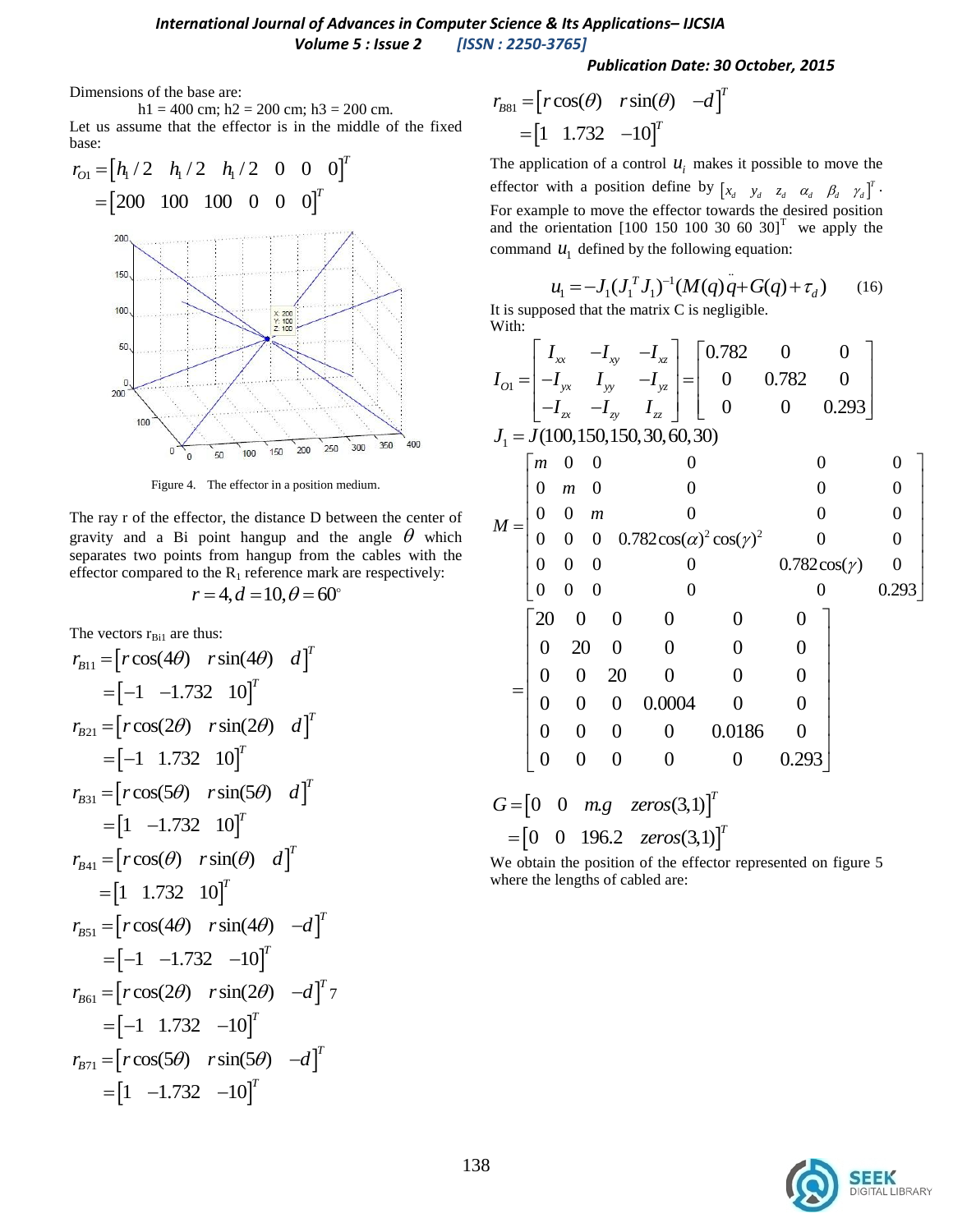Dimensions of the base are:

h1 = 400 cm; h2 = 200 cm; h3 = 200 cm.

Let us assume that the effector is in the middle of the fixed base:

$$r_{O1} = \begin{bmatrix} h_1/2 & h_1/2 & h_1/2 & 0 & 0 & 0 \end{bmatrix}^T = \begin{bmatrix} 200 & 100 & 100 & 0 & 0 & 0 \end{bmatrix}^T$$

Figure 4. The effector in a position medium.

The ray r of the effector, the distance D between the center of gravity and a Bi point hangup and the angle $\theta$ which separates two points from hangup from the cables with the effector compared to the $R_1$ reference mark are respectively:

$$r = 4, d = 10, \theta = 60^\circ$$

The vectors $r_{Bi1}$ are thus:

$$r_{B11} = \begin{bmatrix} r\cos(4\theta) & r\sin(4\theta) & d \end{bmatrix}^T = \begin{bmatrix} -1 & -1.732 & 10 \end{bmatrix}^T$$

$$r_{B21} = \begin{bmatrix} r\cos(2\theta) & r\sin(2\theta) & d \end{bmatrix}^T = \begin{bmatrix} -1 & 1.732 & 10 \end{bmatrix}^T$$

$$r_{B31} = \begin{bmatrix} r\cos(5\theta) & r\sin(5\theta) & d \end{bmatrix}^T = \begin{bmatrix} 1 & -1.732 & 10 \end{bmatrix}^T$$

$$r_{B41} = \begin{bmatrix} r\cos(\theta) & r\sin(\theta) & d \end{bmatrix}^T = \begin{bmatrix} 1 & 1.732 & 10 \end{bmatrix}^T$$

$$r_{B51} = \begin{bmatrix} r\cos(4\theta) & r\sin(4\theta) & -d \end{bmatrix}^T = \begin{bmatrix} -1 & -1.732 & -10 \end{bmatrix}^T$$

$$r_{B61} = \begin{bmatrix} r\cos(2\theta) & r\sin(2\theta) & -d \end{bmatrix}^T 7 = \begin{bmatrix} -1 & 1.732 & -10 \end{bmatrix}^T$$

$$r_{B71} = \begin{bmatrix} r\cos(5\theta) & r\sin(5\theta) & -d \end{bmatrix}^T = \begin{bmatrix} 1 & -1.732 & -10 \end{bmatrix}^T$$

$$r_{B81} = \begin{bmatrix} r\cos(\theta) & r\sin(\theta) & -d \end{bmatrix}^T = \begin{bmatrix} 1 & 1.732 & -10 \end{bmatrix}^T$$

The application of a control $u_i$ makes it possible to move the effector with a position define by $\begin{bmatrix} x_d & y_d & z_d & \alpha_d & \beta_d & \gamma_d \end{bmatrix}^T$. For example to move the effector towards the desired position and the orientation $[100\ 150\ 100\ 30\ 60\ 30]^T$ we apply the command $u_1$ defined by the following equation:

$$u_1 = -J_1(J_1^T J_1)^{-1}(M(q)\ddot{q} + G(q) + \tau_d) \quad (16)$$

It is supposed that the matrix C is negligible.

With:

$$I_{O1} = \begin{bmatrix} I_{xx} & -I_{xy} & -I_{xz} \\ -I_{yx} & I_{yy} & -I_{yz} \\ -I_{zx} & -I_{zy} & I_{zz} \end{bmatrix} = \begin{bmatrix} 0.782 & 0 & 0 \\ 0 & 0.782 & 0 \\ 0 & 0 & 0.293 \end{bmatrix}$$

$$J_1 = J(100,150,150,30,60,30)$$

$$M = \begin{bmatrix} m & 0 & 0 & 0 & 0 & 0 \\ 0 & m & 0 & 0 & 0 & 0 \\ 0 & 0 & m & 0 & 0 & 0 \\ 0 & 0 & 0 & 0.782\cos(\alpha)^2\cos(\gamma)^2 & 0 & 0 \\ 0 & 0 & 0 & 0 & 0.782\cos(\gamma) & 0 \\ 0 & 0 & 0 & 0 & 0 & 0.293 \end{bmatrix} = \begin{bmatrix} 20 & 0 & 0 & 0 & 0 & 0 \\ 0 & 20 & 0 & 0 & 0 & 0 \\ 0 & 0 & 20 & 0 & 0 & 0 \\ 0 & 0 & 0 & 0.0004 & 0 & 0 \\ 0 & 0 & 0 & 0 & 0.0186 & 0 \\ 0 & 0 & 0 & 0 & 0 & 0.293 \end{bmatrix}$$

$$G = \begin{bmatrix} 0 & 0 & m.g & zeros(3,1) \end{bmatrix}^T = \begin{bmatrix} 0 & 0 & 196.2 & zeros(3,1) \end{bmatrix}^T$$

We obtain the position of the effector represented on figure 5 where the lengths of cabled are: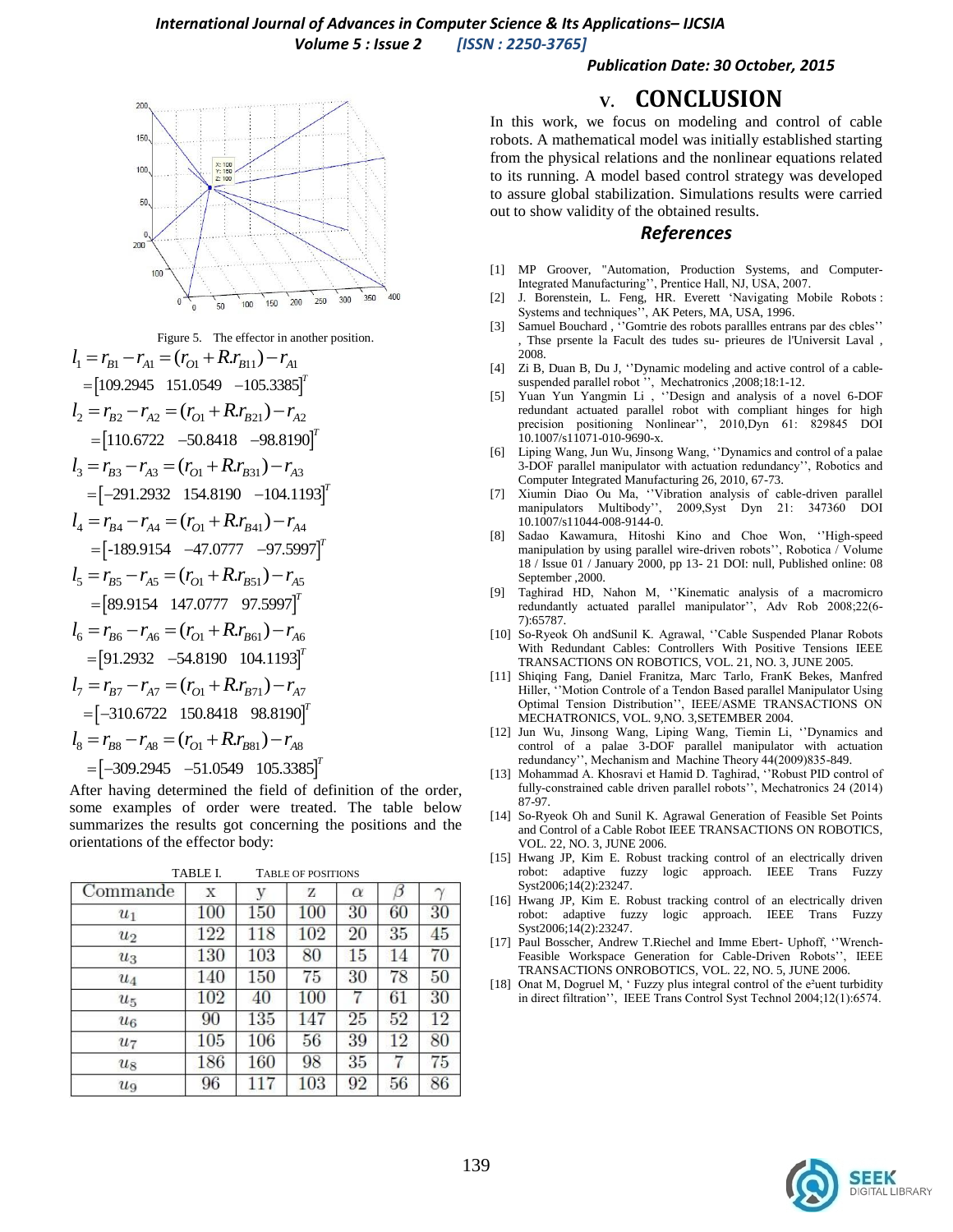X: 100
Y: 150
Z: 100

200
150
100
50
0
200
100
0
0
50
100
150
200
250
300
350
400

Figure 5. The effector in another position.

$$l_1 = r_{B1} - r_{A1} = (r_{O1} + R.r_{B11}) - r_{A1}$$
$$= [109.2945 \quad 151.0549 \quad -105.3385]^T$$

$$l_2 = r_{B2} - r_{A2} = (r_{O1} + R.r_{B21}) - r_{A2}$$
$$= [110.6722 \quad -50.8418 \quad -98.8190]^T$$

$$l_3 = r_{B3} - r_{A3} = (r_{O1} + R.r_{B31}) - r_{A3}$$
$$= [-291.2932 \quad 154.8190 \quad -104.1193]^T$$

$$l_4 = r_{B4} - r_{A4} = (r_{O1} + R.r_{B41}) - r_{A4}$$
$$= [-189.9154 \quad -47.0777 \quad -97.5997]^T$$

$$l_5 = r_{B5} - r_{A5} = (r_{O1} + R.r_{B51}) - r_{A5}$$
$$= [89.9154 \quad 147.0777 \quad 97.5997]^T$$

$$l_6 = r_{B6} - r_{A6} = (r_{O1} + R.r_{B61}) - r_{A6}$$
$$= [91.2932 \quad -54.8190 \quad 104.1193]^T$$

$$l_7 = r_{B7} - r_{A7} = (r_{O1} + R.r_{B71}) - r_{A7}$$
$$= [-310.6722 \quad 150.8418 \quad 98.8190]^T$$

$$l_8 = r_{B8} - r_{A8} = (r_{O1} + R.r_{B81}) - r_{A8}$$
$$= [-309.2945 \quad -51.0549 \quad 105.3385]^T$$

After having determined the field of definition of the order, some examples of order were treated. The table below summarizes the results got concerning the positions and the orientations of the effector body:

TABLE I. TABLE OF POSITIONS

| Commande | x | y | z | $\alpha$ | $\beta$ | $\gamma$ |
|---|---|---|---|---|---|---|
| $u_1$ | 100 | 150 | 100 | 30 | 60 | 30 |
| $u_2$ | 122 | 118 | 102 | 20 | 35 | 45 |
| $u_3$ | 130 | 103 | 80 | 15 | 14 | 70 |
| $u_4$ | 140 | 150 | 75 | 30 | 78 | 50 |
| $u_5$ | 102 | 40 | 100 | 7 | 61 | 30 |
| $u_6$ | 90 | 135 | 147 | 25 | 52 | 12 |
| $u_7$ | 105 | 106 | 56 | 39 | 12 | 80 |
| $u_8$ | 186 | 160 | 98 | 35 | 7 | 75 |
| $u_9$ | 96 | 117 | 103 | 92 | 56 | 86 |

# V. CONCLUSION

In this work, we focus on modeling and control of cable robots. A mathematical model was initially established starting from the physical relations and the nonlinear equations related to its running. A model based control strategy was developed to assure global stabilization. Simulations results were carried out to show validity of the obtained results.

## *References*

[1] MP Groover, "Automation, Production Systems, and Computer-Integrated Manufacturing'', Prentice Hall, NJ, USA, 2007.

[2] J. Borenstein, L. Feng, HR. Everett 'Navigating Mobile Robots : Systems and techniques'', AK Peters, MA, USA, 1996.

[3] Samuel Bouchard , ''Gomtrie des robots paralllles entrans par des cbles'' , Thse prsente la Facult des tudes su- prieures de l'Universit Laval , 2008.

[4] Zi B, Duan B, Du J, ''Dynamic modeling and active control of a cable-suspended parallel robot '', Mechatronics ,2008;18:1-12.

[5] Yuan Yun Yangmin Li , ''Design and analysis of a novel 6-DOF redundant actuated parallel robot with compliant hinges for high precision positioning Nonlinear'', 2010,Dyn 61: 829845 DOI 10.1007/s11071-010-9690-x.

[6] Liping Wang, Jun Wu, Jinsong Wang, ''Dynamics and control of a palae 3-DOF parallel manipulator with actuation redundancy'', Robotics and Computer Integrated Manufacturing 26, 2010, 67-73.

[7] Xiumin Diao Ou Ma, ''Vibration analysis of cable-driven parallel manipulators Multibody'', 2009,Syst Dyn 21: 347360 DOI 10.1007/s11044-008-9144-0.

[8] Sadao Kawamura, Hitoshi Kino and Choe Won, ''High-speed manipulation by using parallel wire-driven robots'', Robotica / Volume 18 / Issue 01 / January 2000, pp 13- 21 DOI: null, Published online: 08 September ,2000.

[9] Taghirad HD, Nahon M, ''Kinematic analysis of a macromicro redundantly actuated parallel manipulator'', Adv Rob 2008;22(6-7):65787.

[10] So-Ryeok Oh andSunil K. Agrawal, ''Cable Suspended Planar Robots With Redundant Cables: Controllers With Positive Tensions IEEE TRANSACTIONS ON ROBOTICS, VOL. 21, NO. 3, JUNE 2005.

[11] Shiqing Fang, Daniel Franitza, Marc Tarlo, FranK Bekes, Manfred Hiller, ''Motion Controle of a Tendon Based parallel Manipulator Using Optimal Tension Distribution'', IEEE/ASME TRANSACTIONS ON MECHATRONICS, VOL. 9,NO. 3,SETEMBER 2004.

[12] Jun Wu, Jinsong Wang, Liping Wang, Tiemin Li, ''Dynamics and control of a palae 3-DOF parallel manipulator with actuation redundancy'', Mechanism and Machine Theory 44(2009)835-849.

[13] Mohammad A. Khosravi et Hamid D. Taghirad, ''Robust PID control of fully-constrained cable driven parallel robots'', Mechatronics 24 (2014) 87-97.

[14] So-Ryeok Oh and Sunil K. Agrawal Generation of Feasible Set Points and Control of a Cable Robot IEEE TRANSACTIONS ON ROBOTICS, VOL. 22, NO. 3, JUNE 2006.

[15] Hwang JP, Kim E. Robust tracking control of an electrically driven robot: adaptive fuzzy logic approach. IEEE Trans Fuzzy Syst2006;14(2):23247.

[16] Hwang JP, Kim E. Robust tracking control of an electrically driven robot: adaptive fuzzy logic approach. IEEE Trans Fuzzy Syst2006;14(2):23247.

[17] Paul Bosscher, Andrew T.Riechel and Imme Ebert- Uphoff, ''Wrench-Feasible Workspace Generation for Cable-Driven Robots'', IEEE TRANSACTIONS ONROBOTICS, VOL. 22, NO. 5, JUNE 2006.

[18] Onat M, Dogruel M, ' Fuzzy plus integral control of the e²uent turbidity in direct filtration'', IEEE Trans Control Syst Technol 2004;12(1):6574.